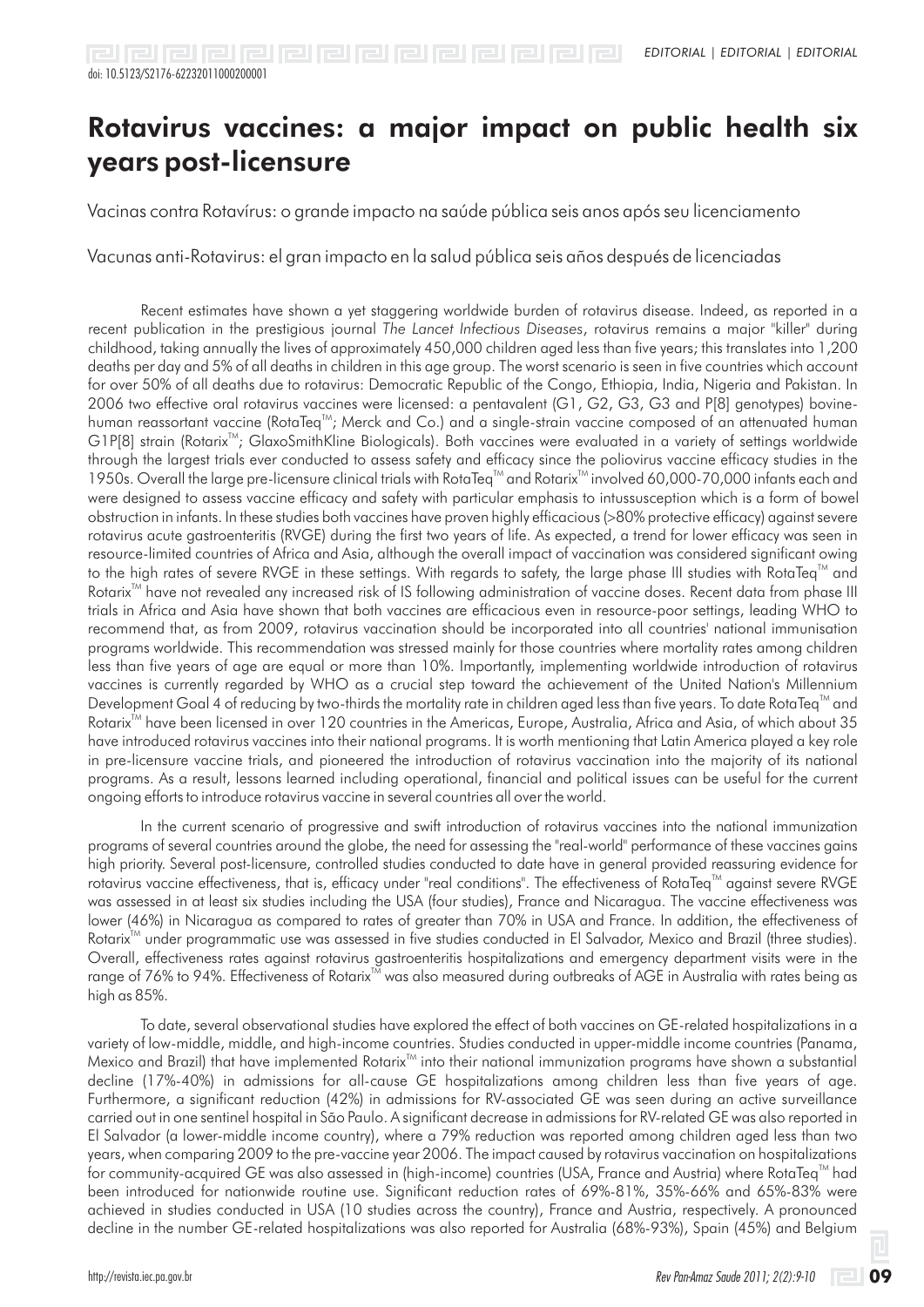EDITORIAL | EDITORIAL | EDITORIAL

doi: 10.5123/S2176-62232011000200001

# Rotavirus vaccines: a major impact on public health six years post-licensure

Vacinas contra Rotavírus: o grande impacto na saúde pública seis anos após seu licenciamento

Vacunas anti-Rotavirus: el gran impacto en la salud pública seis años después de licenciadas

Recent estimates have shown a yet staggering worldwide burden of rotavirus disease. Indeed, as reported in a recent publication in the prestigious journal *The Lancet Infectious Diseases*, rotavirus remains a major "killer" during childhood, taking annually the lives of approximately 450,000 children aged less than five years; this translates into 1,200 deaths per day and 5% of all deaths in children in this age group. The worst scenario is seen in five countries which account for over 50% of all deaths due to rotavirus: Democratic Republic of the Congo, Ethiopia, India, Nigeria and Pakistan. In 2006 two effective oral rotavirus vaccines were licensed: a pentavalent (G1, G2, G3, G3 and P[8] genotypes) bovine-human reassortant vaccine (RotaTeq™; Merck and Co.) and a single-strain vaccine composed of an attenuated human G1P[8] strain (Rotarix™; GlaxoSmithKline Biologicals). Both vaccines were evaluated in a variety of settings worldwide through the largest trials ever conducted to assess safety and efficacy since the poliovirus vaccine efficacy studies in the 1950s. Overall the large pre-licensure clinical trials with RotaTeq™ and Rotarix™ involved 60,000-70,000 infants each and were designed to assess vaccine efficacy and safety with particular emphasis to intussusception which is a form of bowel obstruction in infants. In these studies both vaccines have proven highly efficacious (>80% protective efficacy) against severe rotavirus acute gastroenteritis (RVGE) during the first two years of life. As expected, a trend for lower efficacy was seen in resource-limited countries of Africa and Asia, although the overall impact of vaccination was considered significant owing to the high rates of severe RVGE in these settings. With regards to safety, the large phase III studies with RotaTeq™ and Rotarix™ have not revealed any increased risk of IS following administration of vaccine doses. Recent data from phase III trials in Africa and Asia have shown that both vaccines are efficacious even in resource-poor settings, leading WHO to recommend that, as from 2009, rotavirus vaccination should be incorporated into all countries' national immunisation programs worldwide. This recommendation was stressed mainly for those countries where mortality rates among children less than five years of age are equal or more than 10%. Importantly, implementing worldwide introduction of rotavirus vaccines is currently regarded by WHO as a crucial step toward the achievement of the United Nation's Millennium Development Goal 4 of reducing by two-thirds the mortality rate in children aged less than five years. To date RotaTeq™ and Rotarix™ have been licensed in over 120 countries in the Americas, Europe, Australia, Africa and Asia, of which about 35 have introduced rotavirus vaccines into their national programs. It is worth mentioning that Latin America played a key role in pre-licensure vaccine trials, and pioneered the introduction of rotavirus vaccination into the majority of its national programs. As a result, lessons learned including operational, financial and political issues can be useful for the current ongoing efforts to introduce rotavirus vaccine in several countries all over the world.

In the current scenario of progressive and swift introduction of rotavirus vaccines into the national immunization programs of several countries around the globe, the need for assessing the "real-world" performance of these vaccines gains high priority. Several post-licensure, controlled studies conducted to date have in general provided reassuring evidence for rotavirus vaccine effectiveness, that is, efficacy under "real conditions". The effectiveness of RotaTeq™ against severe RVGE was assessed in at least six studies including the USA (four studies), France and Nicaragua. The vaccine effectiveness was lower (46%) in Nicaragua as compared to rates of greater than 70% in USA and France. In addition, the effectiveness of Rotarix™ under programmatic use was assessed in five studies conducted in El Salvador, Mexico and Brazil (three studies). Overall, effectiveness rates against rotavirus gastroenteritis hospitalizations and emergency department visits were in the range of 76% to 94%. Effectiveness of Rotarix™ was also measured during outbreaks of AGE in Australia with rates being as high as 85%.

To date, several observational studies have explored the effect of both vaccines on GE-related hospitalizations in a variety of low-middle, middle, and high-income countries. Studies conducted in upper-middle income countries (Panama, Mexico and Brazil) that have implemented Rotarix™ into their national immunization programs have shown a substantial decline (17%-40%) in admissions for all-cause GE hospitalizations among children less than five years of age. Furthermore, a significant reduction (42%) in admissions for RV-associated GE was seen during an active surveillance carried out in one sentinel hospital in São Paulo. A significant decrease in admissions for RV-related GE was also reported in El Salvador (a lower-middle income country), where a 79% reduction was reported among children aged less than two years, when comparing 2009 to the pre-vaccine year 2006. The impact caused by rotavirus vaccination on hospitalizations for community-acquired GE was also assessed in (high-income) countries (USA, France and Austria) where RotaTeq™ had been introduced for nationwide routine use. Significant reduction rates of 69%-81%, 35%-66% and 65%-83% were achieved in studies conducted in USA (10 studies across the country), France and Austria, respectively. A pronounced decline in the number GE-related hospitalizations was also reported for Australia (68%-93%), Spain (45%) and Belgium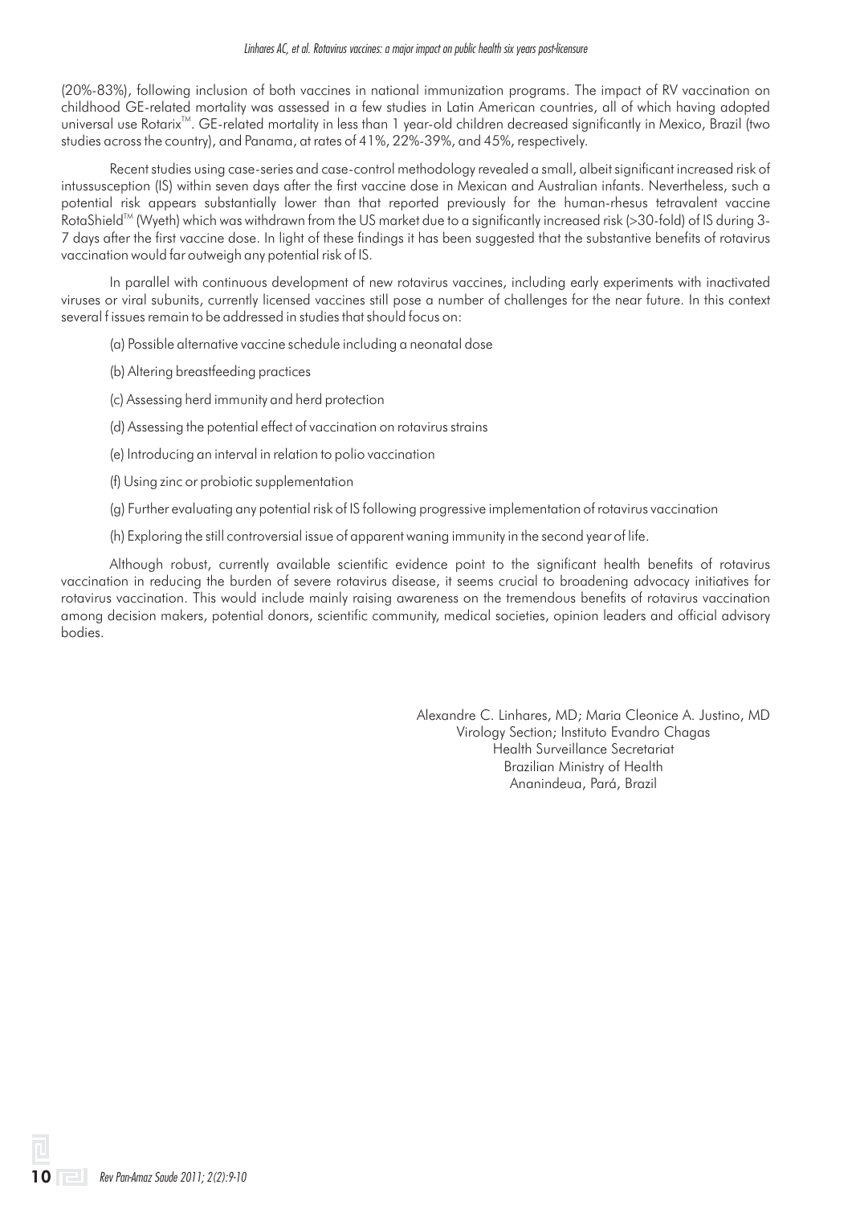(20%-83%), following inclusion of both vaccines in national immunization programs. The impact of RV vaccination on childhood GE-related mortality was assessed in a few studies in Latin American countries, all of which having adopted universal use Rotarix™. GE-related mortality in less than 1 year-old children decreased significantly in Mexico, Brazil (two studies across the country), and Panama, at rates of 41%, 22%-39%, and 45%, respectively.

Recent studies using case-series and case-control methodology revealed a small, albeit significant increased risk of intussusception (IS) within seven days after the first vaccine dose in Mexican and Australian infants. Nevertheless, such a potential risk appears substantially lower than that reported previously for the human-rhesus tetravalent vaccine RotaShield™ (Wyeth) which was withdrawn from the US market due to a significantly increased risk (>30-fold) of IS during 3-7 days after the first vaccine dose. In light of these findings it has been suggested that the substantive benefits of rotavirus vaccination would far outweigh any potential risk of IS.

In parallel with continuous development of new rotavirus vaccines, including early experiments with inactivated viruses or viral subunits, currently licensed vaccines still pose a number of challenges for the near future. In this context several f issues remain to be addressed in studies that should focus on:

(a) Possible alternative vaccine schedule including a neonatal dose

(b) Altering breastfeeding practices

(c) Assessing herd immunity and herd protection

(d) Assessing the potential effect of vaccination on rotavirus strains

(e) Introducing an interval in relation to polio vaccination

(f) Using zinc or probiotic supplementation

(g) Further evaluating any potential risk of IS following progressive implementation of rotavirus vaccination

(h) Exploring the still controversial issue of apparent waning immunity in the second year of life.

Although robust, currently available scientific evidence point to the significant health benefits of rotavirus vaccination in reducing the burden of severe rotavirus disease, it seems crucial to broadening advocacy initiatives for rotavirus vaccination. This would include mainly raising awareness on the tremendous benefits of rotavirus vaccination among decision makers, potential donors, scientific community, medical societies, opinion leaders and official advisory bodies.

Alexandre C. Linhares, MD; Maria Cleonice A. Justino, MD
Virology Section; Instituto Evandro Chagas
Health Surveillance Secretariat
Brazilian Ministry of Health
Ananindeua, Pará, Brazil